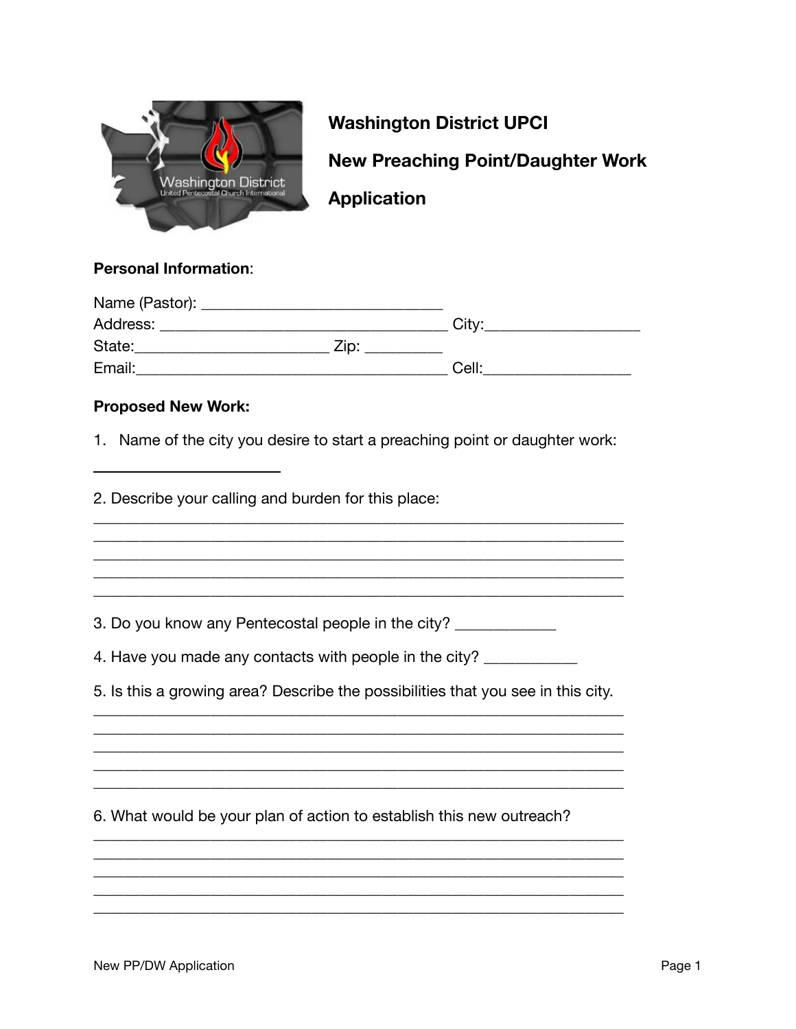# Washington District UPCI

## New Preaching Point/Daughter Work

## Application

**Personal Information**:

Name (Pastor): ______________________________
Address: __________________________________ City:__________________
State:_______________________ Zip: _________
Email:_______________________________________ Cell:_________________

**Proposed New Work:**

1. Name of the city you desire to start a preaching point or daughter work:

_______________________

2. Describe your calling and burden for this place:

_________________________________________________________________
_________________________________________________________________
_________________________________________________________________
_________________________________________________________________
_________________________________________________________________

3. Do you know any Pentecostal people in the city? ____________

4. Have you made any contacts with people in the city? ___________

5. Is this a growing area? Describe the possibilities that you see in this city.

_________________________________________________________________
_________________________________________________________________
_________________________________________________________________
_________________________________________________________________
_________________________________________________________________

6. What would be your plan of action to establish this new outreach?

_________________________________________________________________
_________________________________________________________________
_________________________________________________________________
_________________________________________________________________
_________________________________________________________________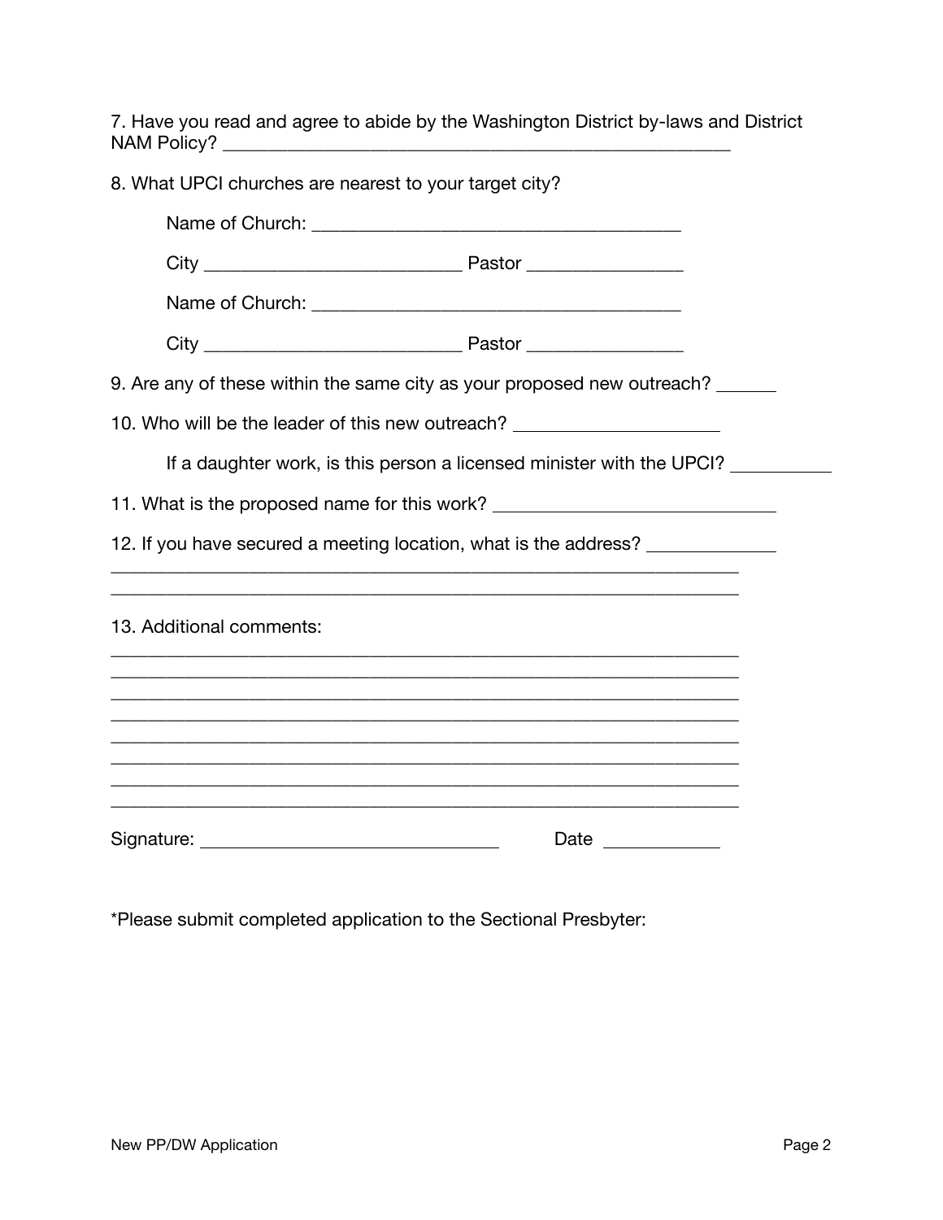7. Have you read and agree to abide by the Washington District by-laws and District NAM Policy? ________________________________________________

8. What UPCI churches are nearest to your target city?

Name of Church: ________________________________

City ______________________ Pastor ______________

Name of Church: ________________________________

City ______________________ Pastor ______________

9. Are any of these within the same city as your proposed new outreach? ______

10. Who will be the leader of this new outreach? ____________________

If a daughter work, is this person a licensed minister with the UPCI? __________

11. What is the proposed name for this work? __________________________

12. If you have secured a meeting location, what is the address? ____________

__________________________________________________________

__________________________________________________________

13. Additional comments:

__________________________________________________________

__________________________________________________________

__________________________________________________________

__________________________________________________________

__________________________________________________________

__________________________________________________________

__________________________________________________________

__________________________________________________________

Signature: ____________________________ Date ___________

*Please submit completed application to the Sectional Presbyter: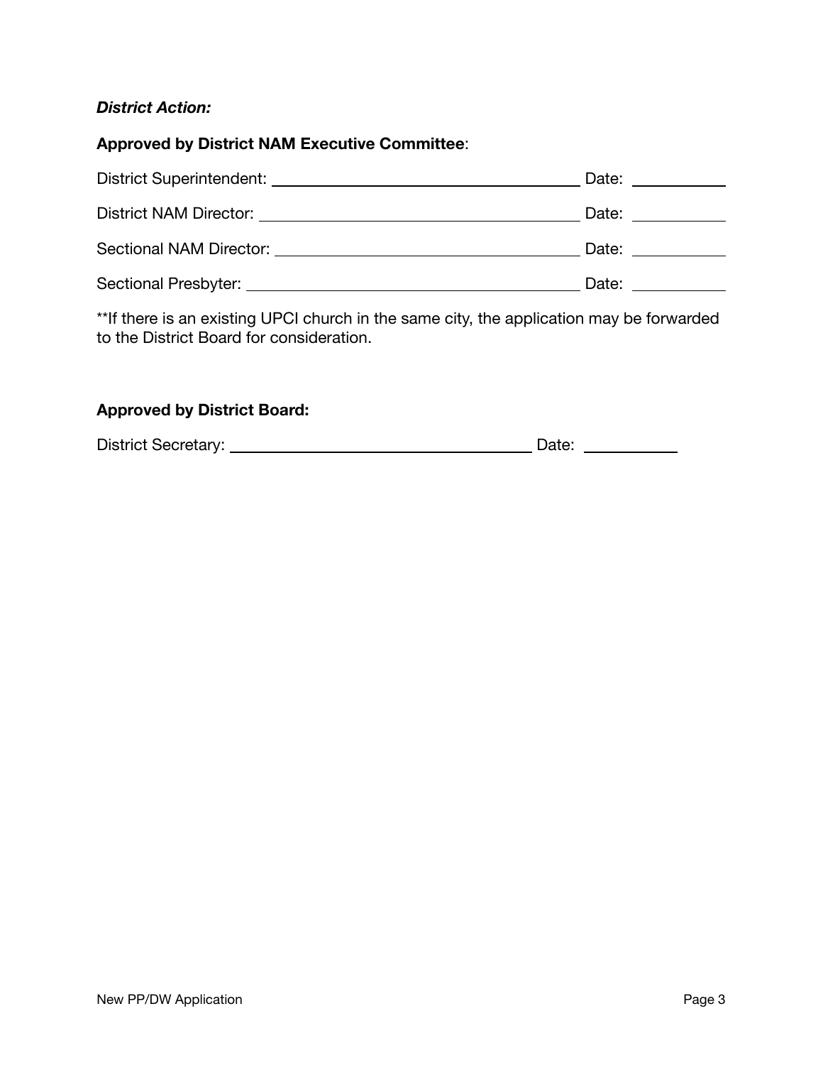***District Action:***

**Approved by District NAM Executive Committee**:

District Superintendent: ______________________________ Date: __________

District NAM Director: ______________________________ Date: __________

Sectional NAM Director: ______________________________ Date: __________

Sectional Presbyter: ______________________________ Date: __________

**If there is an existing UPCI church in the same city, the application may be forwarded to the District Board for consideration.

**Approved by District Board:**

District Secretary: ______________________________ Date: __________